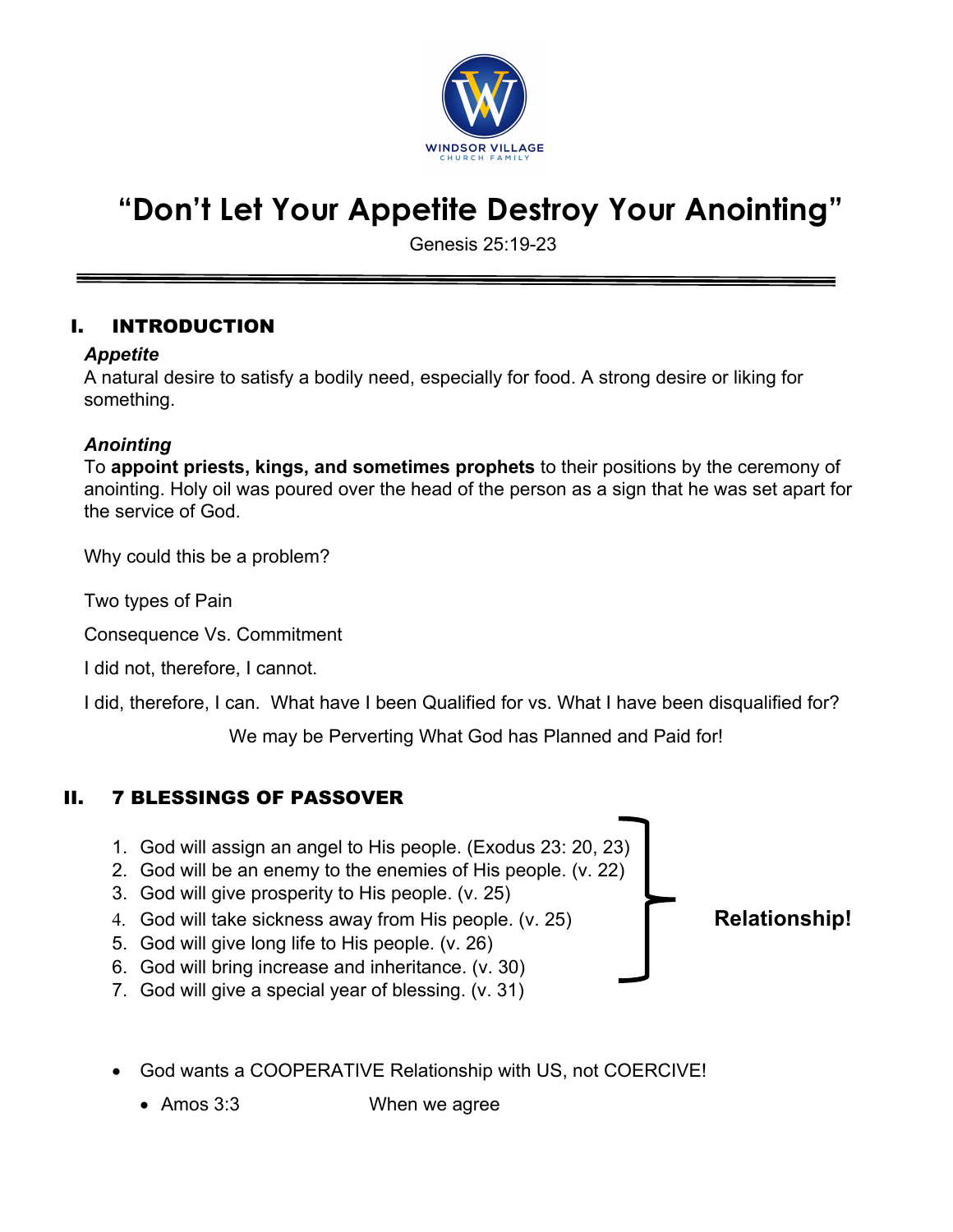WINDSOR VILLAGE
CHURCH FAMILY

# "Don't Let Your Appetite Destroy Your Anointing"

Genesis 25:19-23

---

## I. INTRODUCTION

***Appetite***
A natural desire to satisfy a bodily need, especially for food. A strong desire or liking for something.

***Anointing***
To **appoint priests, kings, and sometimes prophets** to their positions by the ceremony of anointing. Holy oil was poured over the head of the person as a sign that he was set apart for the service of God.

Why could this be a problem?

Two types of Pain

Consequence Vs. Commitment

I did not, therefore, I cannot.

I did, therefore, I can. What have I been Qualified for vs. What I have been disqualified for?

We may be Perverting What God has Planned and Paid for!

## II. 7 BLESSINGS OF PASSOVER

1. God will assign an angel to His people. (Exodus 23: 20, 23)
2. God will be an enemy to the enemies of His people. (v. 22)
3. God will give prosperity to His people. (v. 25)
4. God will take sickness away from His people. (v. 25)
5. God will give long life to His people. (v. 26)
6. God will bring increase and inheritance. (v. 30)
7. God will give a special year of blessing. (v. 31)

**Relationship!**

- God wants a COOPERATIVE Relationship with US, not COERCIVE!
  - Amos 3:3 When we agree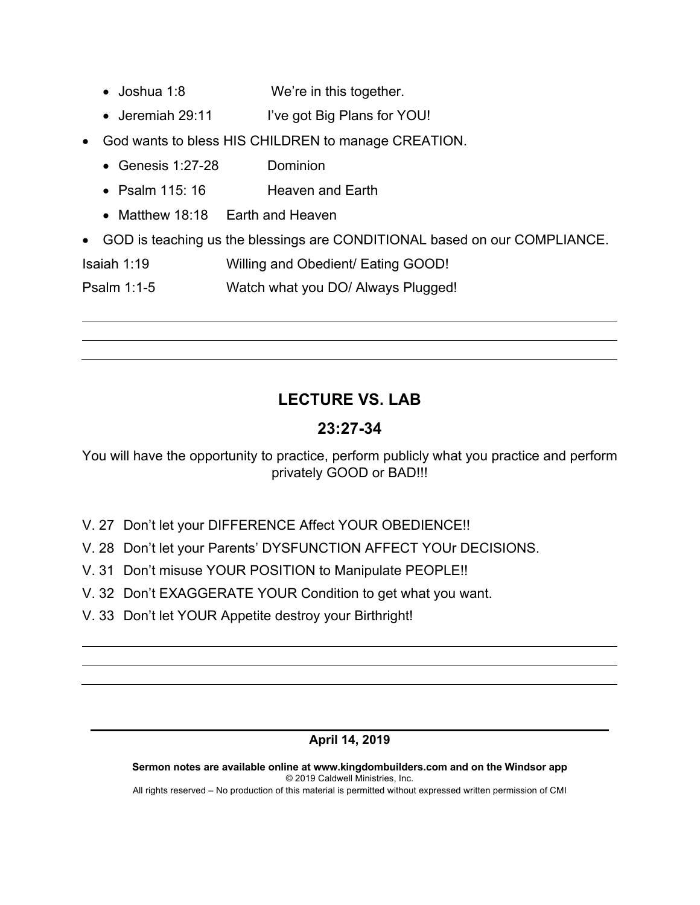- Joshua 1:8 We're in this together.
- Jeremiah 29:11 I've got Big Plans for YOU!

- God wants to bless HIS CHILDREN to manage CREATION.
  - Genesis 1:27-28 Dominion
  - Psalm 115: 16 Heaven and Earth
  - Matthew 18:18 Earth and Heaven
- GOD is teaching us the blessings are CONDITIONAL based on our COMPLIANCE.

Isaiah 1:19 Willing and Obedient/ Eating GOOD!

Psalm 1:1-5 Watch what you DO/ Always Plugged!

## LECTURE VS. LAB

## 23:27-34

You will have the opportunity to practice, perform publicly what you practice and perform privately GOOD or BAD!!!

V. 27 Don't let your DIFFERENCE Affect YOUR OBEDIENCE!!

V. 28 Don't let your Parents' DYSFUNCTION AFFECT YOUr DECISIONS.

V. 31 Don't misuse YOUR POSITION to Manipulate PEOPLE!!

V. 32 Don't EXAGGERATE YOUR Condition to get what you want.

V. 33 Don't let YOUR Appetite destroy your Birthright!

**April 14, 2019**

**Sermon notes are available online at www.kingdombuilders.com and on the Windsor app**

© 2019 Caldwell Ministries, Inc.

All rights reserved – No production of this material is permitted without expressed written permission of CMI